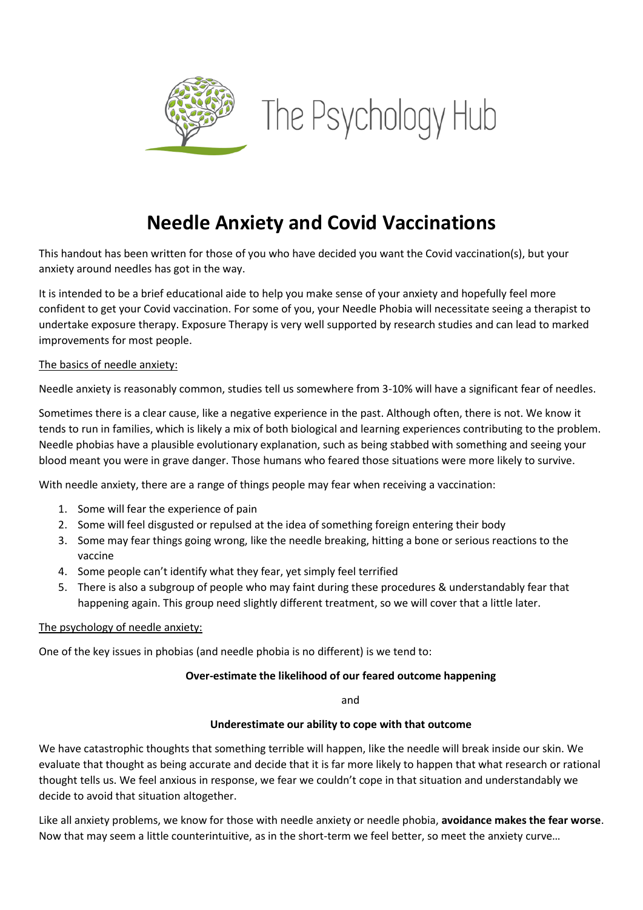The Psychology Hub

# Needle Anxiety and Covid Vaccinations

This handout has been written for those of you who have decided you want the Covid vaccination(s), but your anxiety around needles has got in the way.

It is intended to be a brief educational aide to help you make sense of your anxiety and hopefully feel more confident to get your Covid vaccination. For some of you, your Needle Phobia will necessitate seeing a therapist to undertake exposure therapy. Exposure Therapy is very well supported by research studies and can lead to marked improvements for most people.

## The basics of needle anxiety:

Needle anxiety is reasonably common, studies tell us somewhere from 3-10% will have a significant fear of needles.

Sometimes there is a clear cause, like a negative experience in the past. Although often, there is not. We know it tends to run in families, which is likely a mix of both biological and learning experiences contributing to the problem. Needle phobias have a plausible evolutionary explanation, such as being stabbed with something and seeing your blood meant you were in grave danger. Those humans who feared those situations were more likely to survive.

With needle anxiety, there are a range of things people may fear when receiving a vaccination:

1. Some will fear the experience of pain
2. Some will feel disgusted or repulsed at the idea of something foreign entering their body
3. Some may fear things going wrong, like the needle breaking, hitting a bone or serious reactions to the vaccine
4. Some people can't identify what they fear, yet simply feel terrified
5. There is also a subgroup of people who may faint during these procedures & understandably fear that happening again. This group need slightly different treatment, so we will cover that a little later.

## The psychology of needle anxiety:

One of the key issues in phobias (and needle phobia is no different) is we tend to:

**Over-estimate the likelihood of our feared outcome happening**

and

**Underestimate our ability to cope with that outcome**

We have catastrophic thoughts that something terrible will happen, like the needle will break inside our skin. We evaluate that thought as being accurate and decide that it is far more likely to happen that what research or rational thought tells us. We feel anxious in response, we fear we couldn't cope in that situation and understandably we decide to avoid that situation altogether.

Like all anxiety problems, we know for those with needle anxiety or needle phobia, **avoidance makes the fear worse**. Now that may seem a little counterintuitive, as in the short-term we feel better, so meet the anxiety curve…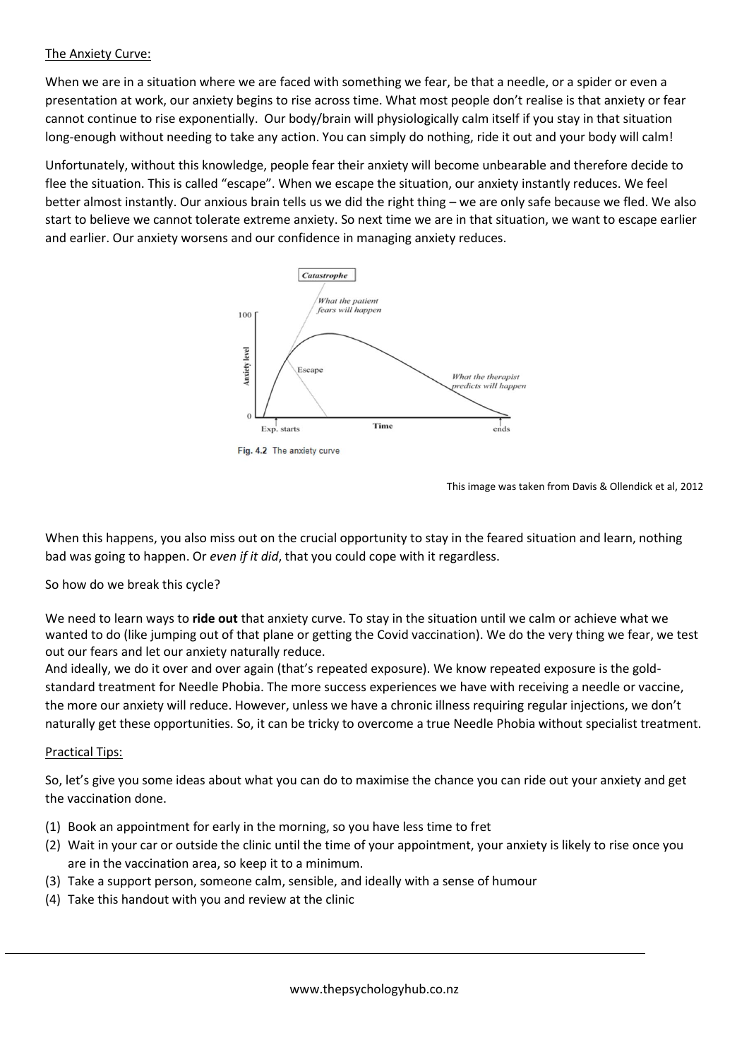The Anxiety Curve:

When we are in a situation where we are faced with something we fear, be that a needle, or a spider or even a presentation at work, our anxiety begins to rise across time. What most people don't realise is that anxiety or fear cannot continue to rise exponentially. Our body/brain will physiologically calm itself if you stay in that situation long-enough without needing to take any action. You can simply do nothing, ride it out and your body will calm!

Unfortunately, without this knowledge, people fear their anxiety will become unbearable and therefore decide to flee the situation. This is called "escape". When we escape the situation, our anxiety instantly reduces. We feel better almost instantly. Our anxious brain tells us we did the right thing – we are only safe because we fled. We also start to believe we cannot tolerate extreme anxiety. So next time we are in that situation, we want to escape earlier and earlier. Our anxiety worsens and our confidence in managing anxiety reduces.

Fig. 4.2 The anxiety curve

This image was taken from Davis & Ollendick et al, 2012

When this happens, you also miss out on the crucial opportunity to stay in the feared situation and learn, nothing bad was going to happen. Or *even if it did*, that you could cope with it regardless.

So how do we break this cycle?

We need to learn ways to **ride out** that anxiety curve. To stay in the situation until we calm or achieve what we wanted to do (like jumping out of that plane or getting the Covid vaccination). We do the very thing we fear, we test out our fears and let our anxiety naturally reduce.

And ideally, we do it over and over again (that's repeated exposure). We know repeated exposure is the gold-standard treatment for Needle Phobia. The more success experiences we have with receiving a needle or vaccine, the more our anxiety will reduce. However, unless we have a chronic illness requiring regular injections, we don't naturally get these opportunities. So, it can be tricky to overcome a true Needle Phobia without specialist treatment.

Practical Tips:

So, let's give you some ideas about what you can do to maximise the chance you can ride out your anxiety and get the vaccination done.

(1) Book an appointment for early in the morning, so you have less time to fret
(2) Wait in your car or outside the clinic until the time of your appointment, your anxiety is likely to rise once you are in the vaccination area, so keep it to a minimum.
(3) Take a support person, someone calm, sensible, and ideally with a sense of humour
(4) Take this handout with you and review at the clinic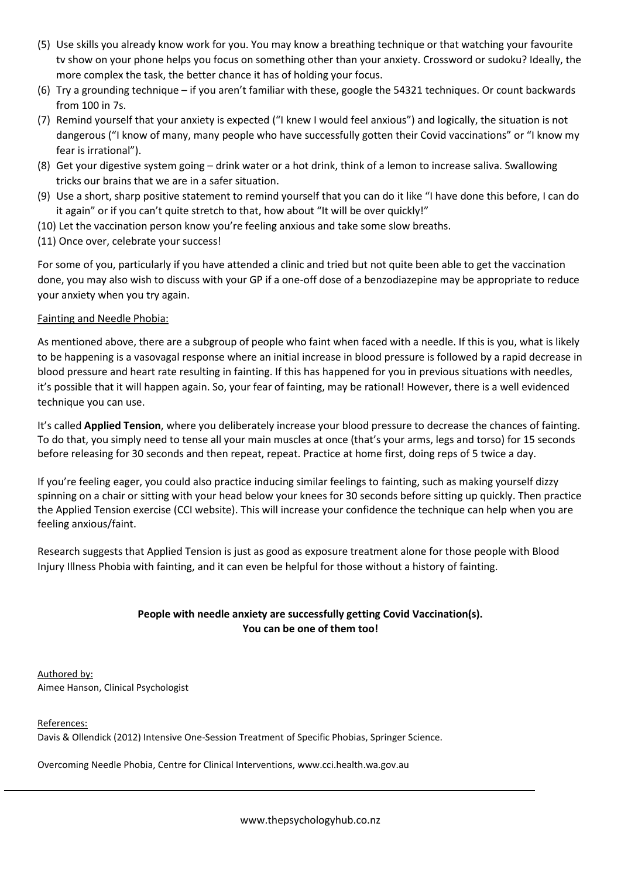(5) Use skills you already know work for you. You may know a breathing technique or that watching your favourite tv show on your phone helps you focus on something other than your anxiety. Crossword or sudoku? Ideally, the more complex the task, the better chance it has of holding your focus.

(6) Try a grounding technique – if you aren't familiar with these, google the 54321 techniques. Or count backwards from 100 in 7s.

(7) Remind yourself that your anxiety is expected ("I knew I would feel anxious") and logically, the situation is not dangerous ("I know of many, many people who have successfully gotten their Covid vaccinations" or "I know my fear is irrational").

(8) Get your digestive system going – drink water or a hot drink, think of a lemon to increase saliva. Swallowing tricks our brains that we are in a safer situation.

(9) Use a short, sharp positive statement to remind yourself that you can do it like "I have done this before, I can do it again" or if you can't quite stretch to that, how about "It will be over quickly!"

(10) Let the vaccination person know you're feeling anxious and take some slow breaths.

(11) Once over, celebrate your success!

For some of you, particularly if you have attended a clinic and tried but not quite been able to get the vaccination done, you may also wish to discuss with your GP if a one-off dose of a benzodiazepine may be appropriate to reduce your anxiety when you try again.

## Fainting and Needle Phobia:

As mentioned above, there are a subgroup of people who faint when faced with a needle. If this is you, what is likely to be happening is a vasovagal response where an initial increase in blood pressure is followed by a rapid decrease in blood pressure and heart rate resulting in fainting. If this has happened for you in previous situations with needles, it's possible that it will happen again. So, your fear of fainting, may be rational! However, there is a well evidenced technique you can use.

It's called **Applied Tension**, where you deliberately increase your blood pressure to decrease the chances of fainting. To do that, you simply need to tense all your main muscles at once (that's your arms, legs and torso) for 15 seconds before releasing for 30 seconds and then repeat, repeat. Practice at home first, doing reps of 5 twice a day.

If you're feeling eager, you could also practice inducing similar feelings to fainting, such as making yourself dizzy spinning on a chair or sitting with your head below your knees for 30 seconds before sitting up quickly. Then practice the Applied Tension exercise (CCI website). This will increase your confidence the technique can help when you are feeling anxious/faint.

Research suggests that Applied Tension is just as good as exposure treatment alone for those people with Blood Injury Illness Phobia with fainting, and it can even be helpful for those without a history of fainting.

**People with needle anxiety are successfully getting Covid Vaccination(s).**
**You can be one of them too!**

Authored by:
Aimee Hanson, Clinical Psychologist

References:

Davis & Ollendick (2012) Intensive One-Session Treatment of Specific Phobias, Springer Science.

Overcoming Needle Phobia, Centre for Clinical Interventions, www.cci.health.wa.gov.au